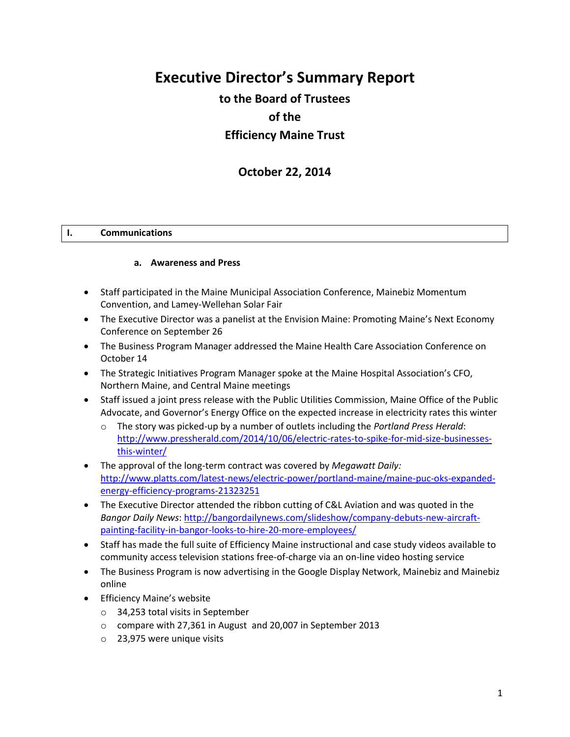# Executive Director's Summary Report

## to the Board of Trustees

## of the

## Efficiency Maine Trust

## October 22, 2014

## I. Communications

### a. Awareness and Press

- Staff participated in the Maine Municipal Association Conference, Mainebiz Momentum Convention, and Lamey-Wellehan Solar Fair
- The Executive Director was a panelist at the Envision Maine: Promoting Maine's Next Economy Conference on September 26
- The Business Program Manager addressed the Maine Health Care Association Conference on October 14
- The Strategic Initiatives Program Manager spoke at the Maine Hospital Association's CFO, Northern Maine, and Central Maine meetings
- Staff issued a joint press release with the Public Utilities Commission, Maine Office of the Public Advocate, and Governor's Energy Office on the expected increase in electricity rates this winter
  - The story was picked-up by a number of outlets including the *Portland Press Herald*: http://www.pressherald.com/2014/10/06/electric-rates-to-spike-for-mid-size-businesses-this-winter/
- The approval of the long-term contract was covered by *Megawatt Daily:* http://www.platts.com/latest-news/electric-power/portland-maine/maine-puc-oks-expanded-energy-efficiency-programs-21323251
- The Executive Director attended the ribbon cutting of C&L Aviation and was quoted in the *Bangor Daily News*: http://bangordailynews.com/slideshow/company-debuts-new-aircraft-painting-facility-in-bangor-looks-to-hire-20-more-employees/
- Staff has made the full suite of Efficiency Maine instructional and case study videos available to community access television stations free-of-charge via an on-line video hosting service
- The Business Program is now advertising in the Google Display Network, Mainebiz and Mainebiz online
- Efficiency Maine's website
  - 34,253 total visits in September
  - compare with 27,361 in August and 20,007 in September 2013
  - 23,975 were unique visits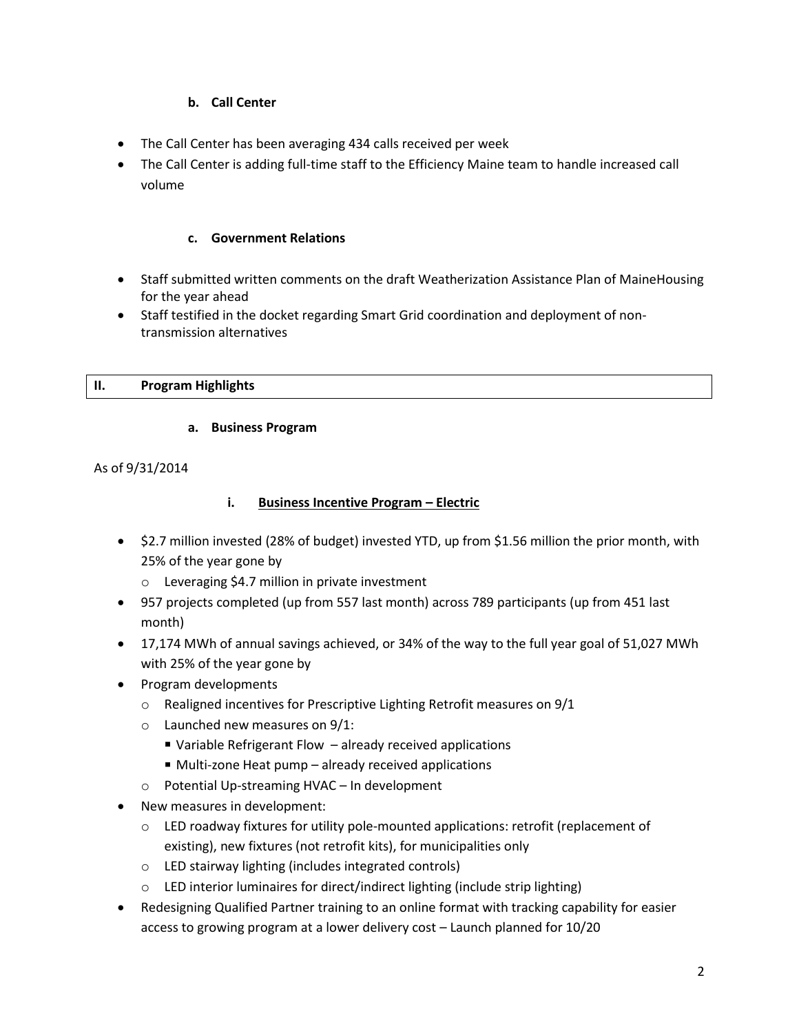#### b. Call Center

- The Call Center has been averaging 434 calls received per week
- The Call Center is adding full-time staff to the Efficiency Maine team to handle increased call volume

#### c. Government Relations

- Staff submitted written comments on the draft Weatherization Assistance Plan of MaineHousing for the year ahead
- Staff testified in the docket regarding Smart Grid coordination and deployment of non-transmission alternatives

## II. Program Highlights

#### a. Business Program

As of 9/31/2014

##### i. Business Incentive Program – Electric

- $2.7 million invested (28% of budget) invested YTD, up from $1.56 million the prior month, with 25% of the year gone by
  - Leveraging $4.7 million in private investment
- 957 projects completed (up from 557 last month) across 789 participants (up from 451 last month)
- 17,174 MWh of annual savings achieved, or 34% of the way to the full year goal of 51,027 MWh with 25% of the year gone by
- Program developments
  - Realigned incentives for Prescriptive Lighting Retrofit measures on 9/1
  - Launched new measures on 9/1:
    - Variable Refrigerant Flow – already received applications
    - Multi-zone Heat pump – already received applications
  - Potential Up-streaming HVAC – In development
- New measures in development:
  - LED roadway fixtures for utility pole-mounted applications: retrofit (replacement of existing), new fixtures (not retrofit kits), for municipalities only
  - LED stairway lighting (includes integrated controls)
  - LED interior luminaires for direct/indirect lighting (include strip lighting)
- Redesigning Qualified Partner training to an online format with tracking capability for easier access to growing program at a lower delivery cost – Launch planned for 10/20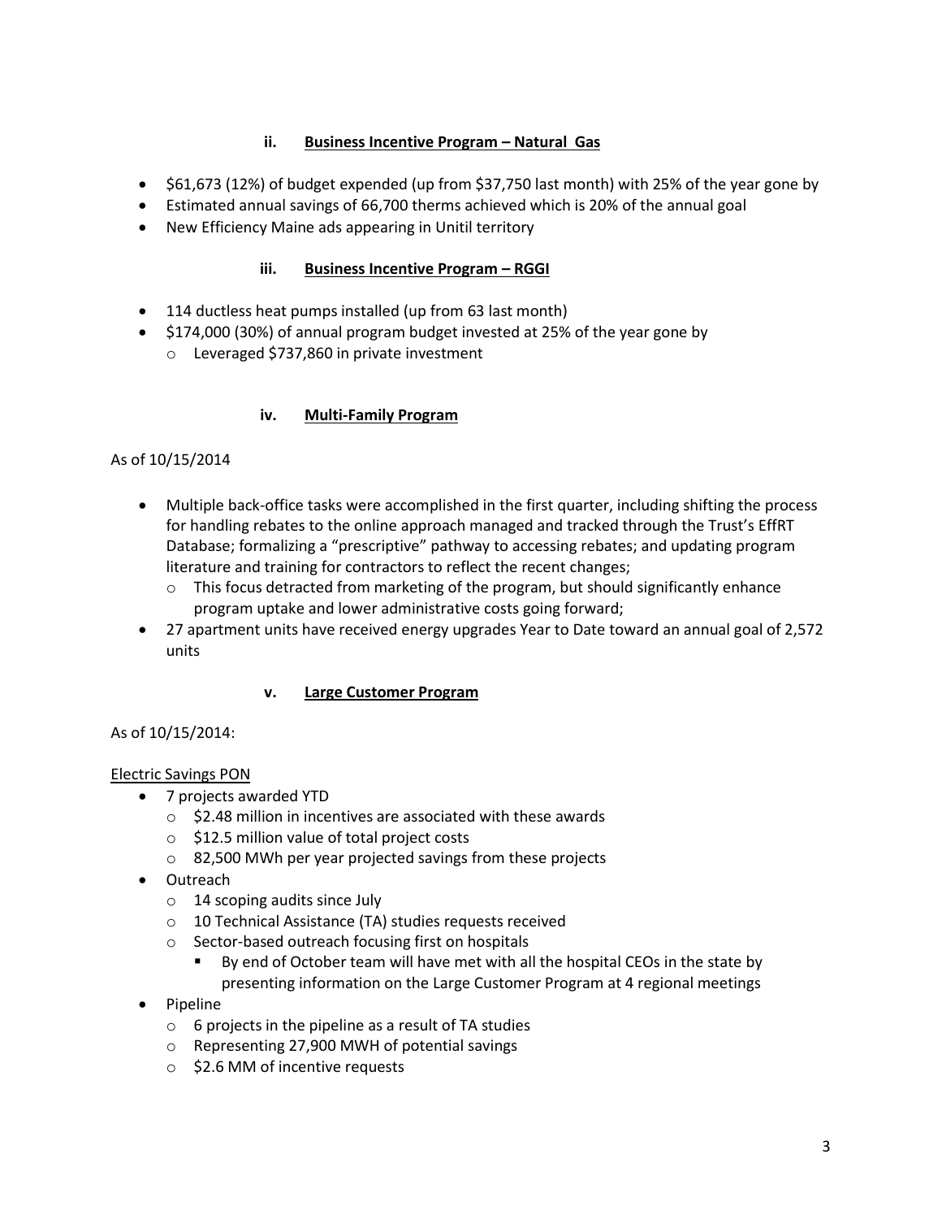### ii. Business Incentive Program – Natural Gas

- $61,673 (12%) of budget expended (up from $37,750 last month) with 25% of the year gone by
- Estimated annual savings of 66,700 therms achieved which is 20% of the annual goal
- New Efficiency Maine ads appearing in Unitil territory

### iii. Business Incentive Program – RGGI

- 114 ductless heat pumps installed (up from 63 last month)
- $174,000 (30%) of annual program budget invested at 25% of the year gone by
  - Leveraged $737,860 in private investment

### iv. Multi-Family Program

As of 10/15/2014

- Multiple back-office tasks were accomplished in the first quarter, including shifting the process for handling rebates to the online approach managed and tracked through the Trust's EffRT Database; formalizing a "prescriptive" pathway to accessing rebates; and updating program literature and training for contractors to reflect the recent changes;
  - This focus detracted from marketing of the program, but should significantly enhance program uptake and lower administrative costs going forward;
- 27 apartment units have received energy upgrades Year to Date toward an annual goal of 2,572 units

### v. Large Customer Program

As of 10/15/2014:

Electric Savings PON

- 7 projects awarded YTD
  - $2.48 million in incentives are associated with these awards
  - $12.5 million value of total project costs
  - 82,500 MWh per year projected savings from these projects
- Outreach
  - 14 scoping audits since July
  - 10 Technical Assistance (TA) studies requests received
  - Sector-based outreach focusing first on hospitals
    - By end of October team will have met with all the hospital CEOs in the state by presenting information on the Large Customer Program at 4 regional meetings
- Pipeline
  - 6 projects in the pipeline as a result of TA studies
  - Representing 27,900 MWH of potential savings
  - $2.6 MM of incentive requests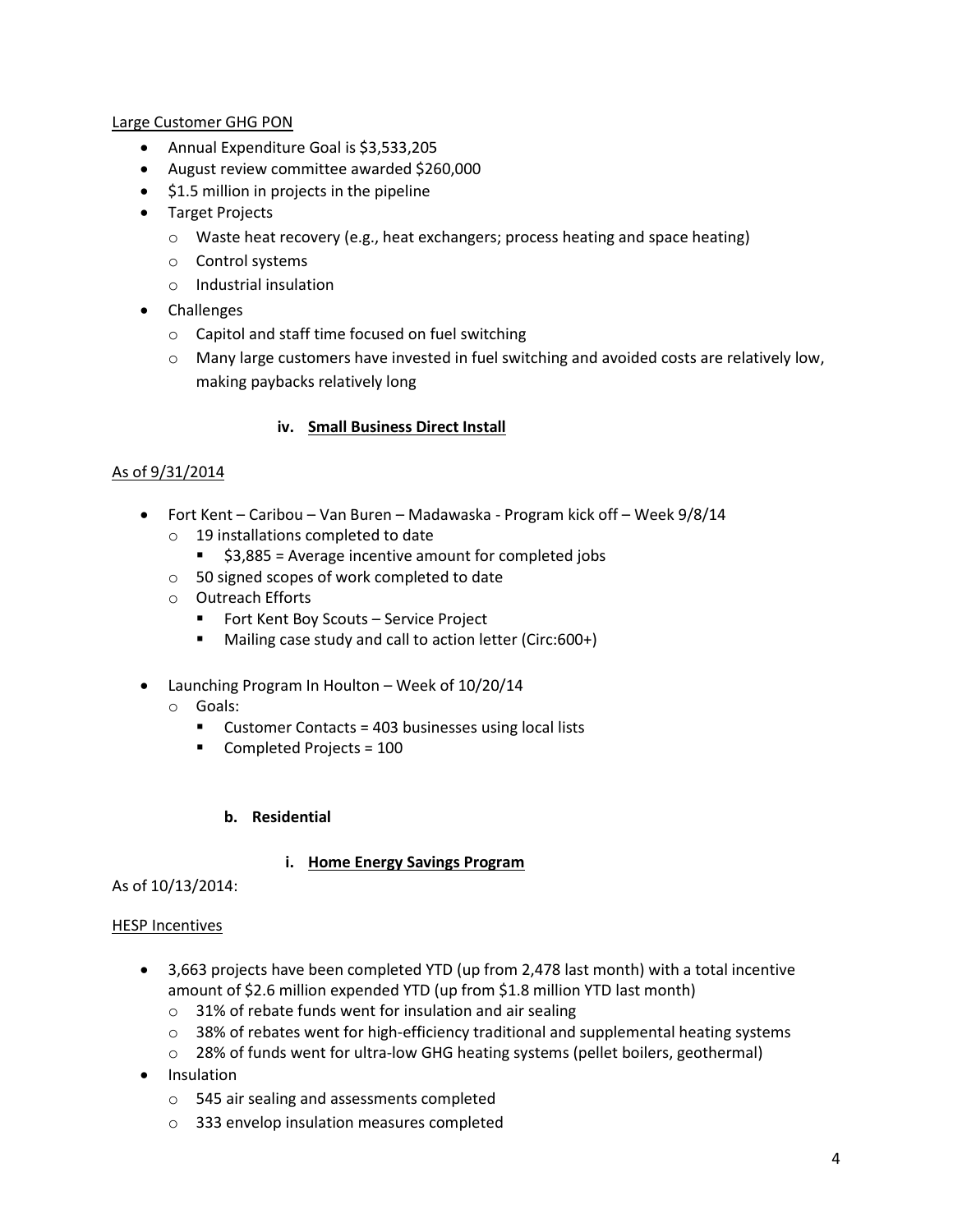Large Customer GHG PON

- Annual Expenditure Goal is $3,533,205
- August review committee awarded $260,000
- $1.5 million in projects in the pipeline
- Target Projects
  - Waste heat recovery (e.g., heat exchangers; process heating and space heating)
  - Control systems
  - Industrial insulation
- Challenges
  - Capitol and staff time focused on fuel switching
  - Many large customers have invested in fuel switching and avoided costs are relatively low, making paybacks relatively long

#### iv. Small Business Direct Install

As of 9/31/2014

- Fort Kent – Caribou – Van Buren – Madawaska - Program kick off – Week 9/8/14
  - 19 installations completed to date
    - $3,885 = Average incentive amount for completed jobs
  - 50 signed scopes of work completed to date
  - Outreach Efforts
    - Fort Kent Boy Scouts – Service Project
    - Mailing case study and call to action letter (Circ:600+)

- Launching Program In Houlton – Week of 10/20/14
  - Goals:
    - Customer Contacts = 403 businesses using local lists
    - Completed Projects = 100

### b. Residential

#### i. Home Energy Savings Program

As of 10/13/2014:

HESP Incentives

- 3,663 projects have been completed YTD (up from 2,478 last month) with a total incentive amount of $2.6 million expended YTD (up from $1.8 million YTD last month)
  - 31% of rebate funds went for insulation and air sealing
  - 38% of rebates went for high-efficiency traditional and supplemental heating systems
  - 28% of funds went for ultra-low GHG heating systems (pellet boilers, geothermal)
- Insulation
  - 545 air sealing and assessments completed
  - 333 envelop insulation measures completed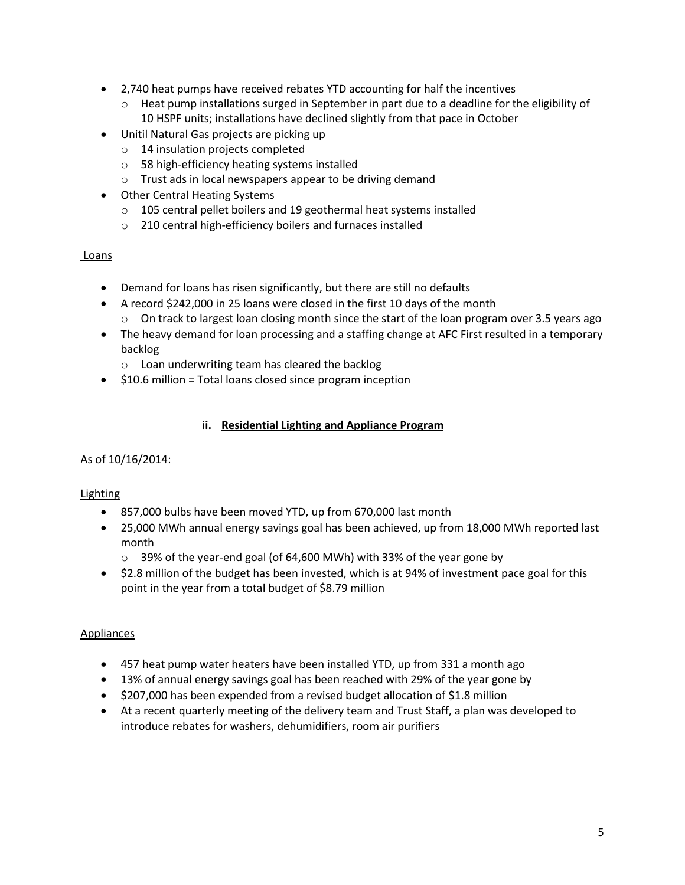- 2,740 heat pumps have received rebates YTD accounting for half the incentives
  - Heat pump installations surged in September in part due to a deadline for the eligibility of 10 HSPF units; installations have declined slightly from that pace in October
- Unitil Natural Gas projects are picking up
  - 14 insulation projects completed
  - 58 high-efficiency heating systems installed
  - Trust ads in local newspapers appear to be driving demand
- Other Central Heating Systems
  - 105 central pellet boilers and 19 geothermal heat systems installed
  - 210 central high-efficiency boilers and furnaces installed

Loans

- Demand for loans has risen significantly, but there are still no defaults
- A record $242,000 in 25 loans were closed in the first 10 days of the month
  - On track to largest loan closing month since the start of the loan program over 3.5 years ago
- The heavy demand for loan processing and a staffing change at AFC First resulted in a temporary backlog
  - Loan underwriting team has cleared the backlog
- $10.6 million = Total loans closed since program inception

### ii. Residential Lighting and Appliance Program

As of 10/16/2014:

Lighting

- 857,000 bulbs have been moved YTD, up from 670,000 last month
- 25,000 MWh annual energy savings goal has been achieved, up from 18,000 MWh reported last month
  - 39% of the year-end goal (of 64,600 MWh) with 33% of the year gone by
- $2.8 million of the budget has been invested, which is at 94% of investment pace goal for this point in the year from a total budget of $8.79 million

Appliances

- 457 heat pump water heaters have been installed YTD, up from 331 a month ago
- 13% of annual energy savings goal has been reached with 29% of the year gone by
- $207,000 has been expended from a revised budget allocation of $1.8 million
- At a recent quarterly meeting of the delivery team and Trust Staff, a plan was developed to introduce rebates for washers, dehumidifiers, room air purifiers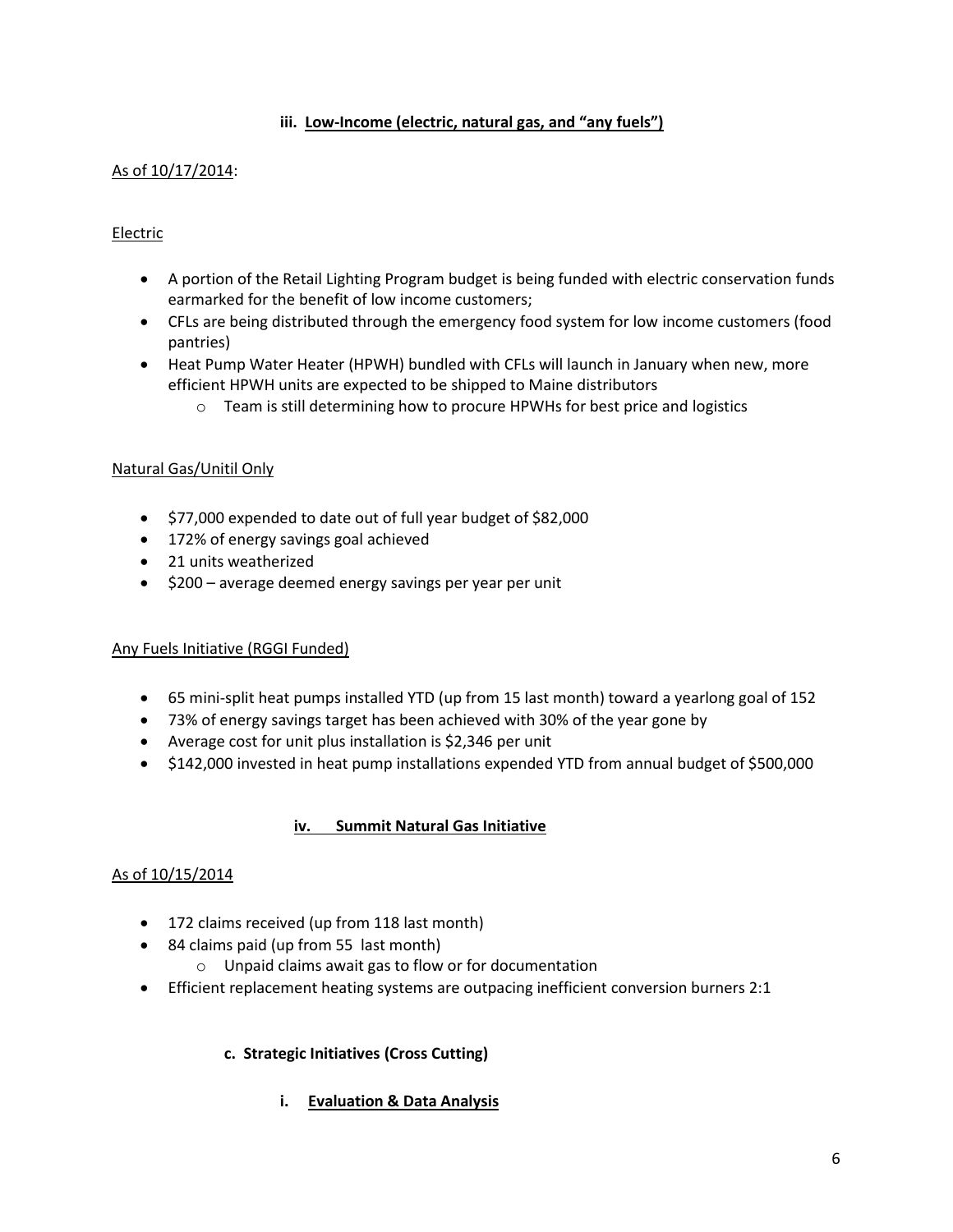### iii. Low-Income (electric, natural gas, and "any fuels")

As of 10/17/2014:

Electric

- A portion of the Retail Lighting Program budget is being funded with electric conservation funds earmarked for the benefit of low income customers;
- CFLs are being distributed through the emergency food system for low income customers (food pantries)
- Heat Pump Water Heater (HPWH) bundled with CFLs will launch in January when new, more efficient HPWH units are expected to be shipped to Maine distributors
    - Team is still determining how to procure HPWHs for best price and logistics

Natural Gas/Unitil Only

- $77,000 expended to date out of full year budget of $82,000
- 172% of energy savings goal achieved
- 21 units weatherized
- $200 – average deemed energy savings per year per unit

Any Fuels Initiative (RGGI Funded)

- 65 mini-split heat pumps installed YTD (up from 15 last month) toward a yearlong goal of 152
- 73% of energy savings target has been achieved with 30% of the year gone by
- Average cost for unit plus installation is $2,346 per unit
- $142,000 invested in heat pump installations expended YTD from annual budget of $500,000

### iv. Summit Natural Gas Initiative

As of 10/15/2014

- 172 claims received (up from 118 last month)
- 84 claims paid (up from 55 last month)
    - Unpaid claims await gas to flow or for documentation
- Efficient replacement heating systems are outpacing inefficient conversion burners 2:1

## c. Strategic Initiatives (Cross Cutting)

### i. Evaluation & Data Analysis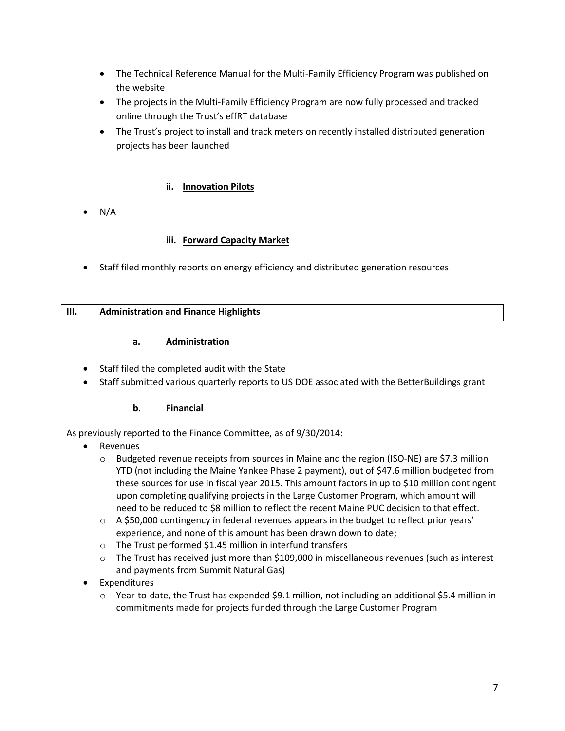- The Technical Reference Manual for the Multi-Family Efficiency Program was published on the website
- The projects in the Multi-Family Efficiency Program are now fully processed and tracked online through the Trust's effRT database
- The Trust's project to install and track meters on recently installed distributed generation projects has been launched

#### ii. Innovation Pilots

- N/A

#### iii. Forward Capacity Market

- Staff filed monthly reports on energy efficiency and distributed generation resources

## III. Administration and Finance Highlights

### a. Administration

- Staff filed the completed audit with the State
- Staff submitted various quarterly reports to US DOE associated with the BetterBuildings grant

### b. Financial

As previously reported to the Finance Committee, as of 9/30/2014:

- Revenues
  - Budgeted revenue receipts from sources in Maine and the region (ISO-NE) are $7.3 million YTD (not including the Maine Yankee Phase 2 payment), out of $47.6 million budgeted from these sources for use in fiscal year 2015. This amount factors in up to $10 million contingent upon completing qualifying projects in the Large Customer Program, which amount will need to be reduced to $8 million to reflect the recent Maine PUC decision to that effect.
  - A $50,000 contingency in federal revenues appears in the budget to reflect prior years' experience, and none of this amount has been drawn down to date;
  - The Trust performed $1.45 million in interfund transfers
  - The Trust has received just more than $109,000 in miscellaneous revenues (such as interest and payments from Summit Natural Gas)
- Expenditures
  - Year-to-date, the Trust has expended $9.1 million, not including an additional $5.4 million in commitments made for projects funded through the Large Customer Program